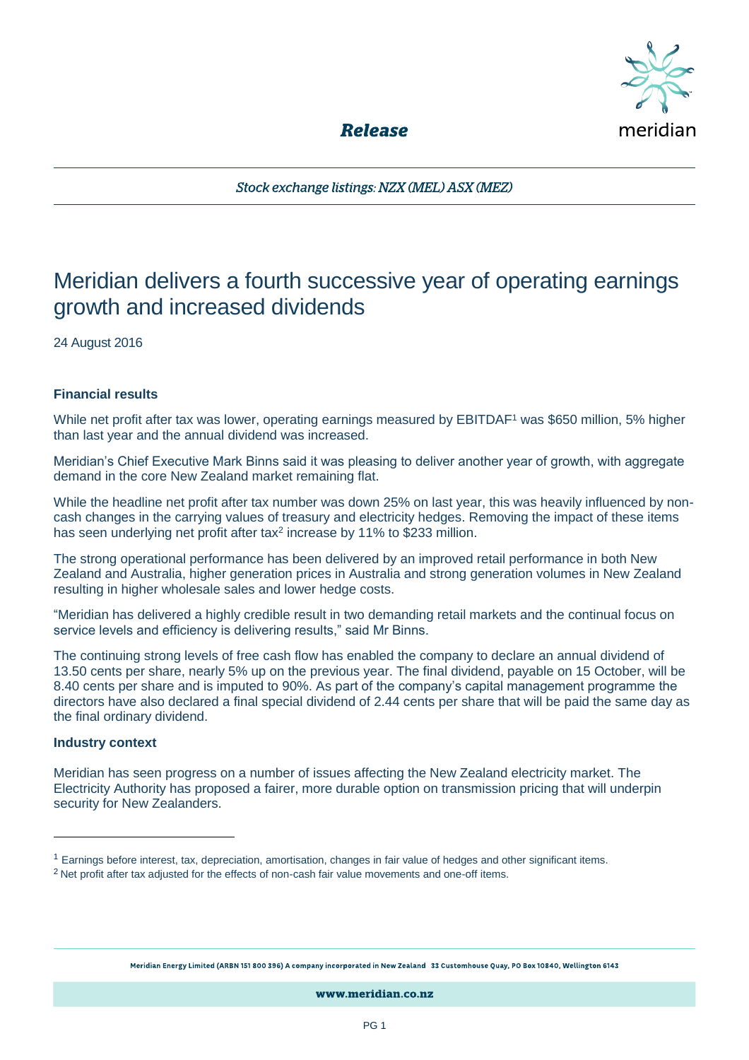*Release*

*Stock exchange listings: NZX (MEL) ASX (MEZ)*

# Meridian delivers a fourth successive year of operating earnings growth and increased dividends

24 August 2016

**Financial results**

While net profit after tax was lower, operating earnings measured by EBITDAF[1] was $650 million, 5% higher than last year and the annual dividend was increased.

Meridian's Chief Executive Mark Binns said it was pleasing to deliver another year of growth, with aggregate demand in the core New Zealand market remaining flat.

While the headline net profit after tax number was down 25% on last year, this was heavily influenced by non-cash changes in the carrying values of treasury and electricity hedges. Removing the impact of these items has seen underlying net profit after tax[2] increase by 11% to $233 million.

The strong operational performance has been delivered by an improved retail performance in both New Zealand and Australia, higher generation prices in Australia and strong generation volumes in New Zealand resulting in higher wholesale sales and lower hedge costs.

"Meridian has delivered a highly credible result in two demanding retail markets and the continual focus on service levels and efficiency is delivering results," said Mr Binns.

The continuing strong levels of free cash flow has enabled the company to declare an annual dividend of 13.50 cents per share, nearly 5% up on the previous year. The final dividend, payable on 15 October, will be 8.40 cents per share and is imputed to 90%. As part of the company's capital management programme the directors have also declared a final special dividend of 2.44 cents per share that will be paid the same day as the final ordinary dividend.

**Industry context**

Meridian has seen progress on a number of issues affecting the New Zealand electricity market. The Electricity Authority has proposed a fairer, more durable option on transmission pricing that will underpin security for New Zealanders.

---

[1] Earnings before interest, tax, depreciation, amortisation, changes in fair value of hedges and other significant items.

[2] Net profit after tax adjusted for the effects of non-cash fair value movements and one-off items.

Meridian Energy Limited (ARBN 151 800 396) A company incorporated in New Zealand 33 Customhouse Quay, PO Box 10840, Wellington 6143

www.meridian.co.nz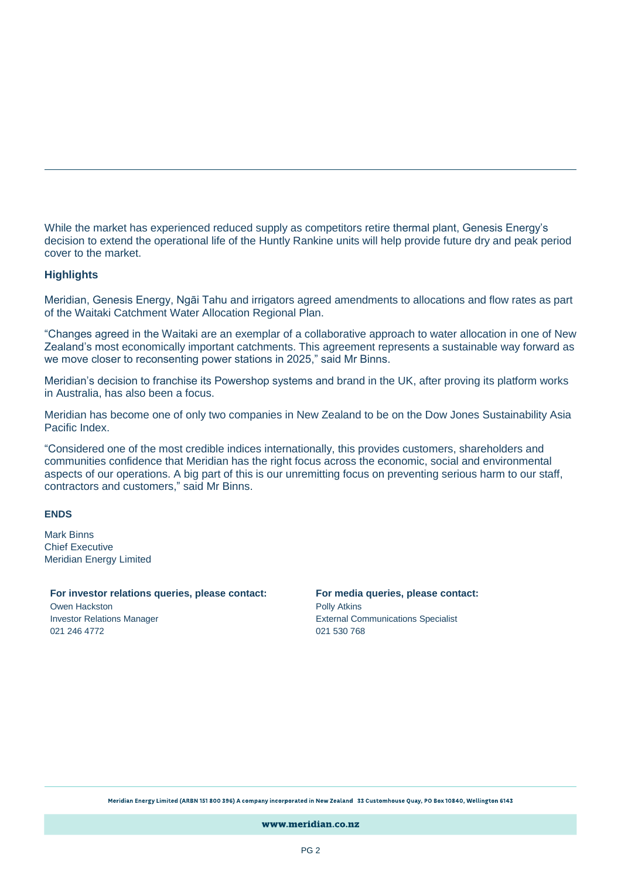While the market has experienced reduced supply as competitors retire thermal plant, Genesis Energy's decision to extend the operational life of the Huntly Rankine units will help provide future dry and peak period cover to the market.

**Highlights**

Meridian, Genesis Energy, Ngāi Tahu and irrigators agreed amendments to allocations and flow rates as part of the Waitaki Catchment Water Allocation Regional Plan.

"Changes agreed in the Waitaki are an exemplar of a collaborative approach to water allocation in one of New Zealand's most economically important catchments. This agreement represents a sustainable way forward as we move closer to reconsenting power stations in 2025," said Mr Binns.

Meridian's decision to franchise its Powershop systems and brand in the UK, after proving its platform works in Australia, has also been a focus.

Meridian has become one of only two companies in New Zealand to be on the Dow Jones Sustainability Asia Pacific Index.

"Considered one of the most credible indices internationally, this provides customers, shareholders and communities confidence that Meridian has the right focus across the economic, social and environmental aspects of our operations. A big part of this is our unremitting focus on preventing serious harm to our staff, contractors and customers," said Mr Binns.

**ENDS**

Mark Binns
Chief Executive
Meridian Energy Limited

**For investor relations queries, please contact:**
Owen Hackston
Investor Relations Manager
021 246 4772

**For media queries, please contact:**
Polly Atkins
External Communications Specialist
021 530 768

Meridian Energy Limited (ARBN 151 800 396) A company incorporated in New Zealand 33 Customhouse Quay, PO Box 10840, Wellington 6143

www.meridian.co.nz